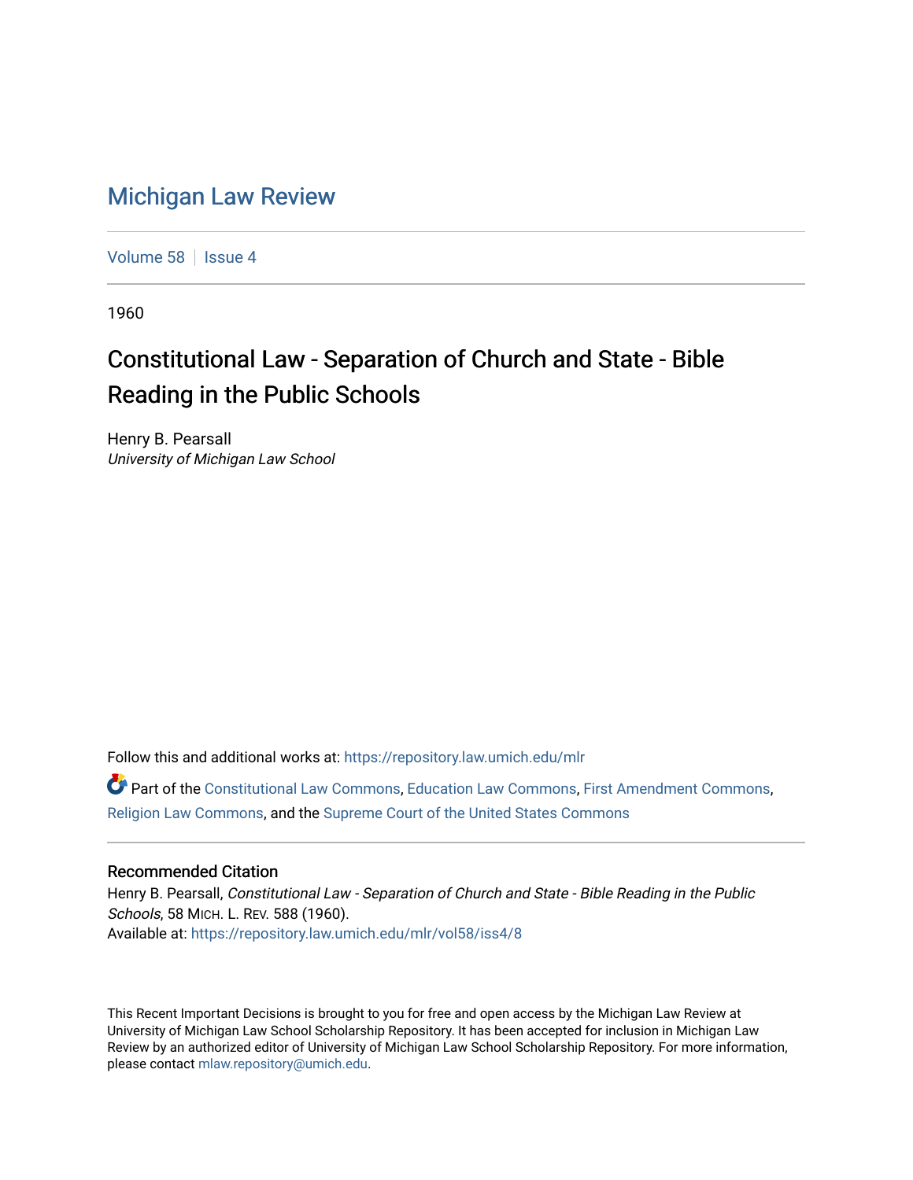# Michigan Law Review

Volume 58 | Issue 4

1960

## Constitutional Law - Separation of Church and State - Bible Reading in the Public Schools

Henry B. Pearsall
*University of Michigan Law School*

Follow this and additional works at: https://repository.law.umich.edu/mlr

Part of the Constitutional Law Commons, Education Law Commons, First Amendment Commons, Religion Law Commons, and the Supreme Court of the United States Commons

### Recommended Citation

Henry B. Pearsall, *Constitutional Law - Separation of Church and State - Bible Reading in the Public Schools*, 58 MICH. L. REV. 588 (1960).
Available at: https://repository.law.umich.edu/mlr/vol58/iss4/8

This Recent Important Decisions is brought to you for free and open access by the Michigan Law Review at University of Michigan Law School Scholarship Repository. It has been accepted for inclusion in Michigan Law Review by an authorized editor of University of Michigan Law School Scholarship Repository. For more information, please contact mlaw.repository@umich.edu.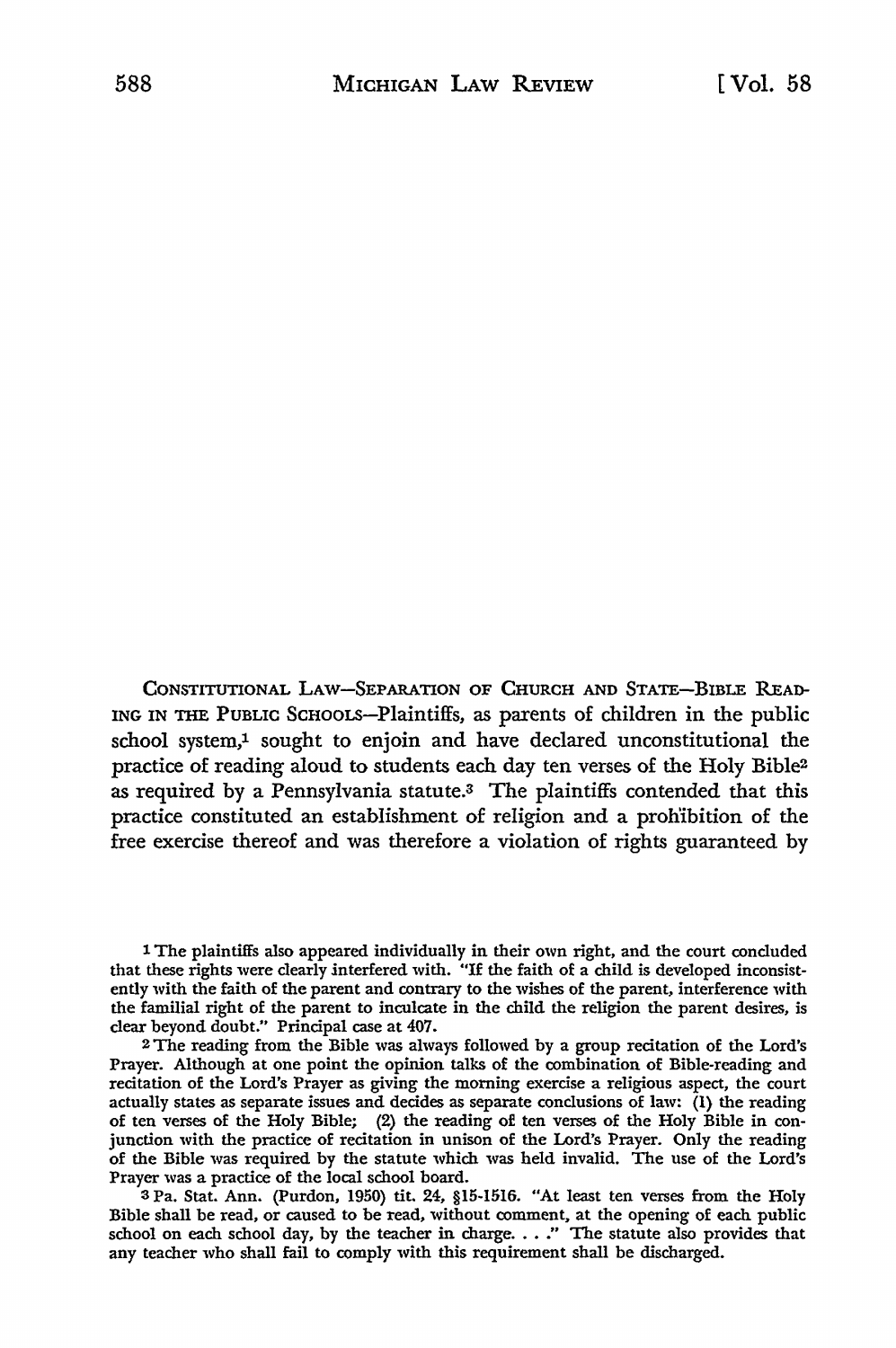CONSTITUTIONAL LAW—SEPARATION OF CHURCH AND STATE—BIBLE READING IN THE PUBLIC SCHOOLS—Plaintiffs, as parents of children in the public school system,[1] sought to enjoin and have declared unconstitutional the practice of reading aloud to students each day ten verses of the Holy Bible[2] as required by a Pennsylvania statute.[3] The plaintiffs contended that this practice constituted an establishment of religion and a prohibition of the free exercise thereof and was therefore a violation of rights guaranteed by

---

[1] The plaintiffs also appeared individually in their own right, and the court concluded that these rights were clearly interfered with. "If the faith of a child is developed inconsistently with the faith of the parent and contrary to the wishes of the parent, interference with the familial right of the parent to inculcate in the child the religion the parent desires, is clear beyond doubt." Principal case at 407.

[2] The reading from the Bible was always followed by a group recitation of the Lord's Prayer. Although at one point the opinion talks of the combination of Bible-reading and recitation of the Lord's Prayer as giving the morning exercise a religious aspect, the court actually states as separate issues and decides as separate conclusions of law: (1) the reading of ten verses of the Holy Bible; (2) the reading of ten verses of the Holy Bible in conjunction with the practice of recitation in unison of the Lord's Prayer. Only the reading of the Bible was required by the statute which was held invalid. The use of the Lord's Prayer was a practice of the local school board.

[3] Pa. Stat. Ann. (Purdon, 1950) tit. 24, §15-1516. "At least ten verses from the Holy Bible shall be read, or caused to be read, without comment, at the opening of each public school on each school day, by the teacher in charge. . . ." The statute also provides that any teacher who shall fail to comply with this requirement shall be discharged.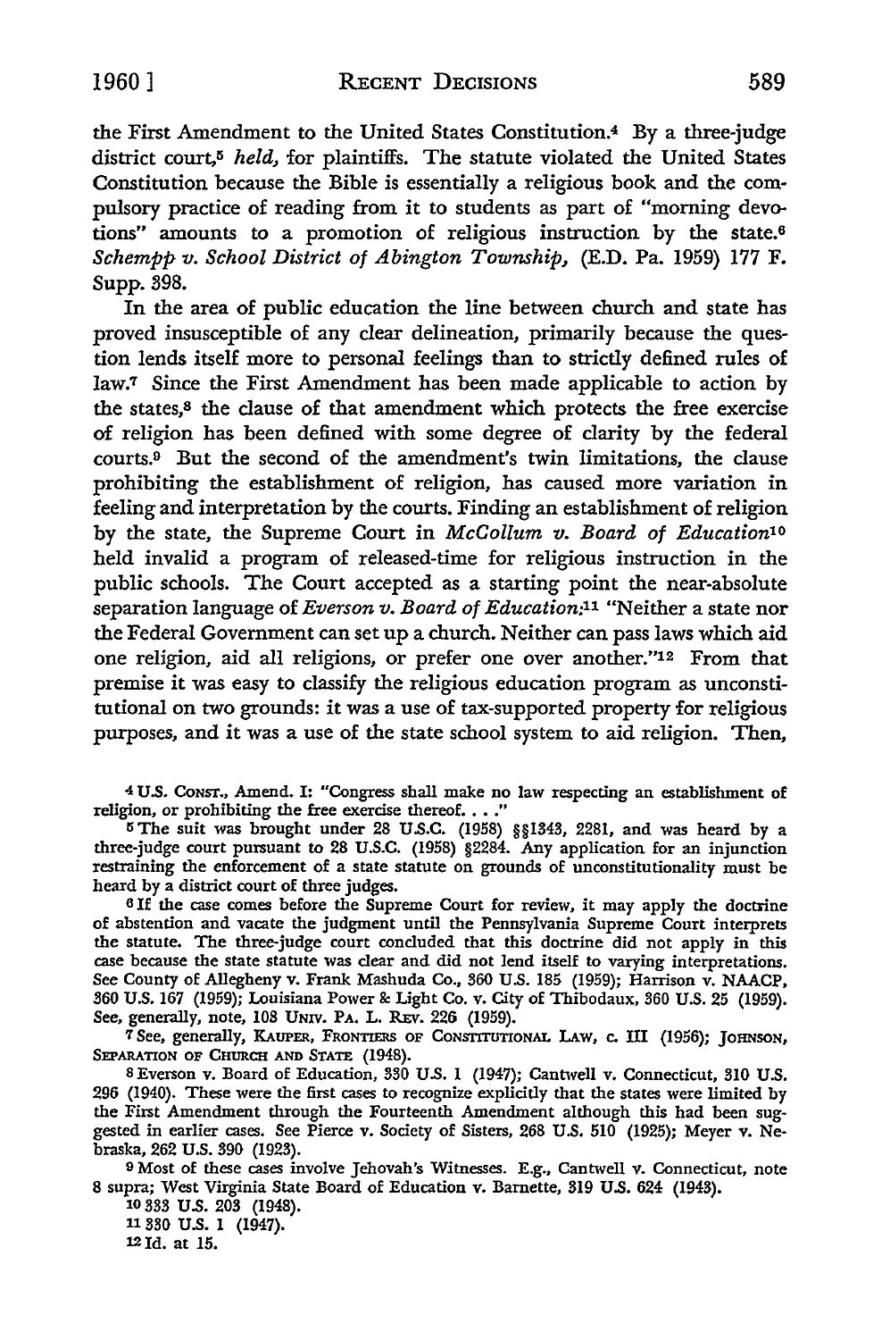the First Amendment to the United States Constitution.[4] By a three-judge district court,[5] *held*, for plaintiffs. The statute violated the United States Constitution because the Bible is essentially a religious book and the compulsory practice of reading from it to students as part of "morning devotions" amounts to a promotion of religious instruction by the state.[6] *Schempp v. School District of Abington Township*, (E.D. Pa. 1959) 177 F. Supp. 398.

In the area of public education the line between church and state has proved insusceptible of any clear delineation, primarily because the question lends itself more to personal feelings than to strictly defined rules of law.[7] Since the First Amendment has been made applicable to action by the states,[8] the clause of that amendment which protects the free exercise of religion has been defined with some degree of clarity by the federal courts.[9] But the second of the amendment's twin limitations, the clause prohibiting the establishment of religion, has caused more variation in feeling and interpretation by the courts. Finding an establishment of religion by the state, the Supreme Court in *McCollum v. Board of Education*[10] held invalid a program of released-time for religious instruction in the public schools. The Court accepted as a starting point the near-absolute separation language of *Everson v. Board of Education*:[11] "Neither a state nor the Federal Government can set up a church. Neither can pass laws which aid one religion, aid all religions, or prefer one over another."[12] From that premise it was easy to classify the religious education program as unconstitutional on two grounds: it was a use of tax-supported property for religious purposes, and it was a use of the state school system to aid religion. Then,

---

[4] U.S. CONST., Amend. I: "Congress shall make no law respecting an establishment of religion, or prohibiting the free exercise thereof. . . ."

[5] The suit was brought under 28 U.S.C. (1958) §§1343, 2281, and was heard by a three-judge court pursuant to 28 U.S.C. (1958) §2284. Any application for an injunction restraining the enforcement of a state statute on grounds of unconstitutionality must be heard by a district court of three judges.

[6] If the case comes before the Supreme Court for review, it may apply the doctrine of abstention and vacate the judgment until the Pennsylvania Supreme Court interprets the statute. The three-judge court concluded that this doctrine did not apply in this case because the state statute was clear and did not lend itself to varying interpretations. See County of Allegheny v. Frank Mashuda Co., 360 U.S. 185 (1959); Harrison v. NAACP, 360 U.S. 167 (1959); Louisiana Power & Light Co. v. City of Thibodaux, 360 U.S. 25 (1959). See, generally, note, 108 UNIV. PA. L. REV. 226 (1959).

[7] See, generally, KAUPER, FRONTIERS OF CONSTITUTIONAL LAW, c. III (1956); JOHNSON, SEPARATION OF CHURCH AND STATE (1948).

[8] Everson v. Board of Education, 330 U.S. 1 (1947); Cantwell v. Connecticut, 310 U.S. 296 (1940). These were the first cases to recognize explicitly that the states were limited by the First Amendment through the Fourteenth Amendment although this had been suggested in earlier cases. See Pierce v. Society of Sisters, 268 U.S. 510 (1925); Meyer v. Nebraska, 262 U.S. 390 (1923).

[9] Most of these cases involve Jehovah's Witnesses. E.g., Cantwell v. Connecticut, note 8 supra; West Virginia State Board of Education v. Barnette, 319 U.S. 624 (1943).

[10] 333 U.S. 203 (1948).

[11] 330 U.S. 1 (1947).

[12] Id. at 15.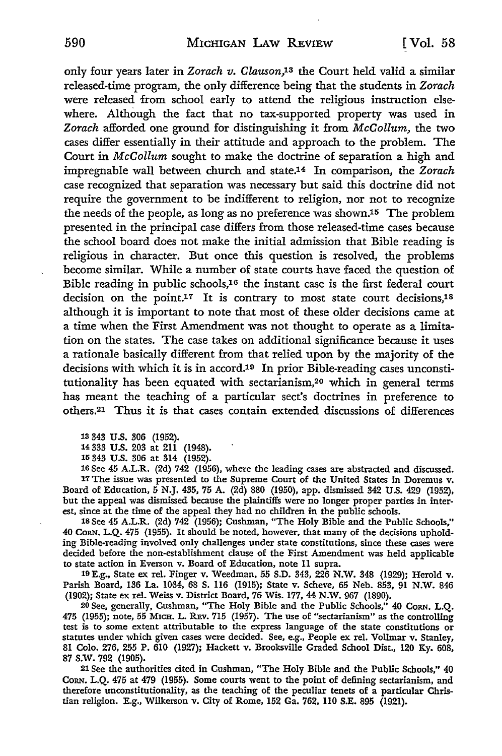only four years later in *Zorach v. Clauson*,[13] the Court held valid a similar released-time program, the only difference being that the students in *Zorach* were released from school early to attend the religious instruction elsewhere. Although the fact that no tax-supported property was used in *Zorach* afforded one ground for distinguishing it from *McCollum*, the two cases differ essentially in their attitude and approach to the problem. The Court in *McCollum* sought to make the doctrine of separation a high and impregnable wall between church and state.[14] In comparison, the *Zorach* case recognized that separation was necessary but said this doctrine did not require the government to be indifferent to religion, nor not to recognize the needs of the people, as long as no preference was shown.[15] The problem presented in the principal case differs from those released-time cases because the school board does not make the initial admission that Bible reading is religious in character. But once this question is resolved, the problems become similar. While a number of state courts have faced the question of Bible reading in public schools,[16] the instant case is the first federal court decision on the point.[17] It is contrary to most state court decisions,[18] although it is important to note that most of these older decisions came at a time when the First Amendment was not thought to operate as a limitation on the states. The case takes on additional significance because it uses a rationale basically different from that relied upon by the majority of the decisions with which it is in accord.[19] In prior Bible-reading cases unconstitutionality has been equated with sectarianism,[20] which in general terms has meant the teaching of a particular sect's doctrines in preference to others.[21] Thus it is that cases contain extended discussions of differences

13 343 U.S. 306 (1952).

14 333 U.S. 203 at 211 (1948).

15 343 U.S. 306 at 314 (1952).

16 See 45 A.L.R. (2d) 742 (1956), where the leading cases are abstracted and discussed.

17 The issue was presented to the Supreme Court of the United States in Doremus v. Board of Education, 5 N.J. 435, 75 A. (2d) 880 (1950), app. dismissed 342 U.S. 429 (1952), but the appeal was dismissed because the plaintiffs were no longer proper parties in interest, since at the time of the appeal they had no children in the public schools.

18 See 45 A.L.R. (2d) 742 (1956); Cushman, "The Holy Bible and the Public Schools," 40 Corn. L.Q. 475 (1955). It should be noted, however, that many of the decisions upholding Bible-reading involved only challenges under state constitutions, since these cases were decided before the non-establishment clause of the First Amendment was held applicable to state action in Everson v. Board of Education, note 11 supra.

19 E.g., State ex rel. Finger v. Weedman, 55 S.D. 343, 226 N.W. 348 (1929); Herold v. Parish Board, 136 La. 1034, 68 S. 116 (1915); State v. Scheve, 65 Neb. 853, 91 N.W. 846 (1902); State ex rel. Weiss v. District Board, 76 Wis. 177, 44 N.W. 967 (1890).

20 See, generally, Cushman, "The Holy Bible and the Public Schools," 40 Corn. L.Q. 475 (1955); note, 55 Mich. L. Rev. 715 (1957). The use of "sectarianism" as the controlling test is to some extent attributable to the express language of the state constitutions or statutes under which given cases were decided. See, e.g., People ex rel. Vollmar v. Stanley, 81 Colo. 276, 255 P. 610 (1927); Hackett v. Brooksville Graded School Dist., 120 Ky. 608, 87 S.W. 792 (1905).

21 See the authorities cited in Cushman, "The Holy Bible and the Public Schools," 40 Corn. L.Q. 475 at 479 (1955). Some courts went to the point of defining sectarianism, and therefore unconstitutionality, as the teaching of the peculiar tenets of a particular Christian religion. E.g., Wilkerson v. City of Rome, 152 Ga. 762, 110 S.E. 895 (1921).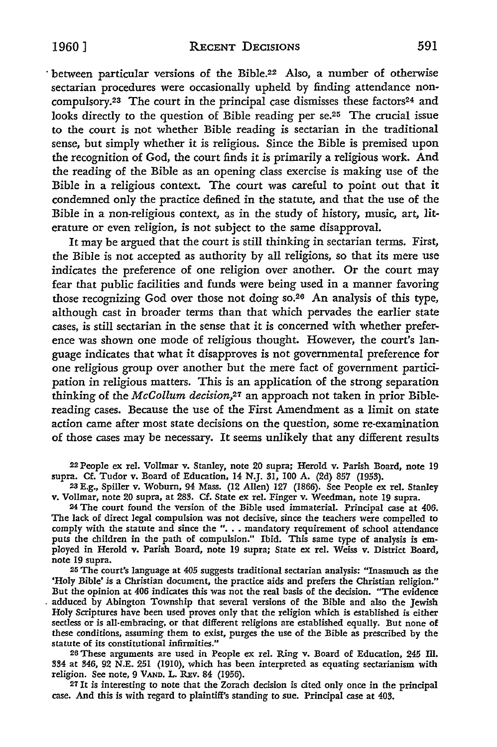between particular versions of the Bible.[22] Also, a number of otherwise sectarian procedures were occasionally upheld by finding attendance noncompulsory.[23] The court in the principal case dismisses these factors[24] and looks directly to the question of Bible reading per se.[25] The crucial issue to the court is not whether Bible reading is sectarian in the traditional sense, but simply whether it is religious. Since the Bible is premised upon the recognition of God, the court finds it is primarily a religious work. And the reading of the Bible as an opening class exercise is making use of the Bible in a religious context. The court was careful to point out that it condemned only the practice defined in the statute, and that the use of the Bible in a non-religious context, as in the study of history, music, art, literature or even religion, is not subject to the same disapproval.

It may be argued that the court is still thinking in sectarian terms. First, the Bible is not accepted as authority by all religions, so that its mere use indicates the preference of one religion over another. Or the court may fear that public facilities and funds were being used in a manner favoring those recognizing God over those not doing so.[26] An analysis of this type, although cast in broader terms than that which pervades the earlier state cases, is still sectarian in the sense that it is concerned with whether preference was shown one mode of religious thought. However, the court's language indicates that what it disapproves is not governmental preference for one religious group over another but the mere fact of government participation in religious matters. This is an application of the strong separation thinking of the *McCollum decision*,[27] an approach not taken in prior Bible-reading cases. Because the use of the First Amendment as a limit on state action came after most state decisions on the question, some re-examination of those cases may be necessary. It seems unlikely that any different results

---

[22] People ex rel. Vollmar v. Stanley, note 20 supra; Herold v. Parish Board, note 19 supra. Cf. Tudor v. Board of Education, 14 N.J. 31, 100 A. (2d) 857 (1953).

[23] E.g., Spiller v. Woburn, 94 Mass. (12 Allen) 127 (1866). See People ex rel. Stanley v. Vollmar, note 20 supra, at 283. Cf. State ex rel. Finger v. Weedman, note 19 supra.

[24] The court found the version of the Bible used immaterial. Principal case at 406. The lack of direct legal compulsion was not decisive, since the teachers were compelled to comply with the statute and since the ". . . mandatory requirement of school attendance puts the children in the path of compulsion." Ibid. This same type of analysis is employed in Herold v. Parish Board, note 19 supra; State ex rel. Weiss v. District Board, note 19 supra.

[25] The court's language at 405 suggests traditional sectarian analysis: "Inasmuch as the 'Holy Bible' is a Christian document, the practice aids and prefers the Christian religion." But the opinion at 406 indicates this was not the real basis of the decision. "The evidence adduced by Abington Township that several versions of the Bible and also the Jewish Holy Scriptures have been used proves only that the religion which is established is either sectless or is all-embracing, or that different religions are established equally. But none of these conditions, assuming them to exist, purges the use of the Bible as prescribed by the statute of its constitutional infirmities."

[26] These arguments are used in People ex rel. Ring v. Board of Education, 245 Ill. 334 at 346, 92 N.E. 251 (1910), which has been interpreted as equating sectarianism with religion. See note, 9 VAND. L. REV. 84 (1956).

[27] It is interesting to note that the Zorach decision is cited only once in the principal case. And this is with regard to plaintiff's standing to sue. Principal case at 403.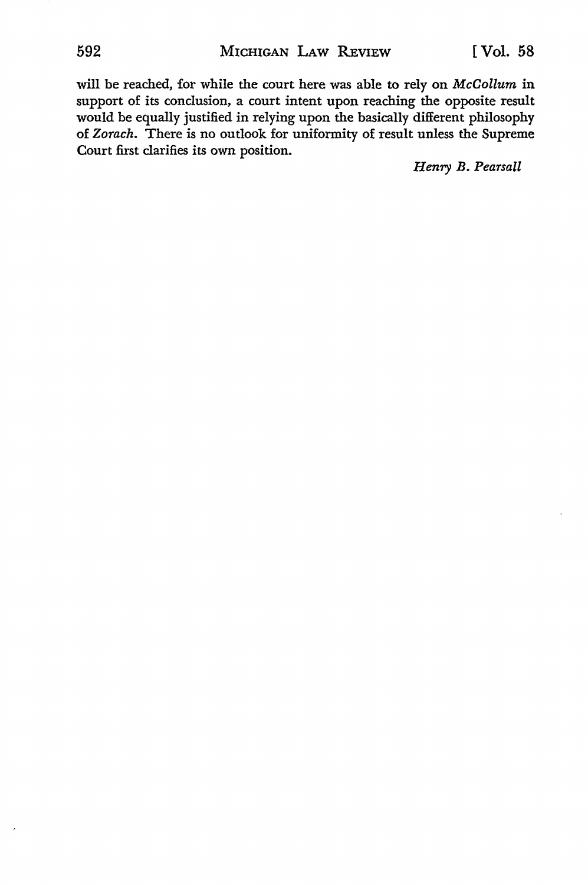will be reached, for while the court here was able to rely on *McCollum* in support of its conclusion, a court intent upon reaching the opposite result would be equally justified in relying upon the basically different philosophy of *Zorach*. There is no outlook for uniformity of result unless the Supreme Court first clarifies its own position.

*Henry B. Pearsall*